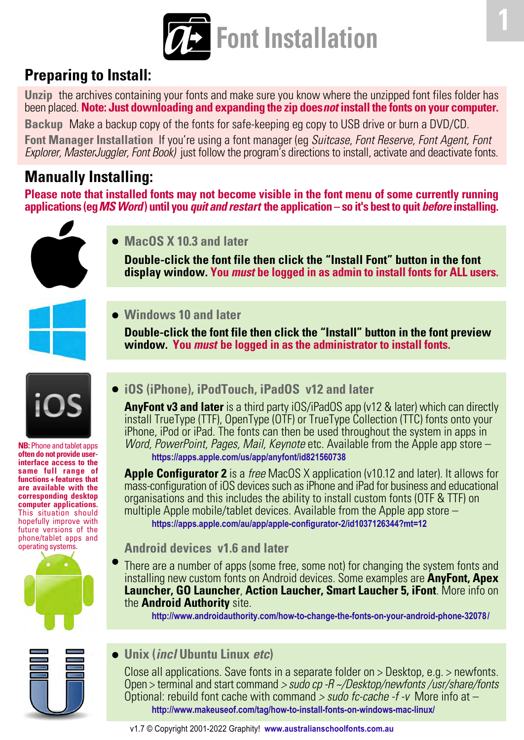# Font Installation

## Preparing to Install:

**Unzip** the archives containing your fonts and make sure you know where the unzipped font files folder has been placed. **Note: Just downloading and expanding the zip does *not* install the fonts on your computer.**

**Backup** Make a backup copy of the fonts for safe-keeping eg copy to USB drive or burn a DVD/CD.

**Font Manager Installation** If you're using a font manager (eg *Suitcase, Font Reserve, Font Agent, Font Explorer, MasterJuggler, Font Book)* just follow the program's directions to install, activate and deactivate fonts.

## Manually Installing:

**Please note that installed fonts may not become visible in the font menu of some currently running applications (eg *MS Word*) until you *quit and restart* the application – so it's best to quit *before* installing.**

- **MacOS X 10.3 and later**

  **Double-click the font file then click the "Install Font" button in the font display window. You *must* be logged in as admin to install fonts for ALL users.**

- **Windows 10 and later**

  **Double-click the font file then click the "Install" button in the font preview window. You *must* be logged in as the administrator to install fonts.**

- **iOS (iPhone), iPodTouch, iPadOS v12 and later**

  **AnyFont v3 and later** is a third party iOS/iPadOS app (v12 & later) which can directly install TrueType (TTF), OpenType (OTF) or TrueType Collection (TTC) fonts onto your iPhone, iPod or iPad. The fonts can then be used throughout the system in apps in *Word, PowerPoint, Pages, Mail, Keynote* etc. Available from the Apple app store –
  https://apps.apple.com/us/app/anyfont/id821560738

  **Apple Configurator 2** is a *free* MacOS X application (v10.12 and later). It allows for mass-configuration of iOS devices such as iPhone and iPad for business and educational organisations and this includes the ability to install custom fonts (OTF & TTF) on multiple Apple mobile/tablet devices. Available from the Apple app store –
  https://apps.apple.com/au/app/apple-configurator-2/id1037126344?mt=12

**NB:** Phone and tablet apps **often do not provide user-interface access to the same full range of functions + features that are available with the corresponding desktop computer applications.** This situation should hopefully improve with future versions of the phone/tablet apps and operating systems.

- **Android devices v1.6 and later**

  There are a number of apps (some free, some not) for changing the system fonts and installing new custom fonts on Android devices. Some examples are **AnyFont, Apex Launcher, GO Launcher**, **Action Laucher, Smart Laucher 5, iFont**. More info on the **Android Authority** site.
  http://www.androidauthority.com/how-to-change-the-fonts-on-your-android-phone-32078/

- **Unix (*incl* Ubuntu Linux *etc*)**

  Close all applications. Save fonts in a separate folder on > Desktop, e.g. > newfonts.
  Open > terminal and start command > *sudo cp -R ~/Desktop/newfonts /usr/share/fonts*
  Optional: rebuild font cache with command > *sudo fc-cache -f -v* More info at –
  http://www.makeuseof.com/tag/how-to-install-fonts-on-windows-mac-linux/

v1.7 © Copyright 2001-2022 Graphity! **www.australianschoolfonts.com.au**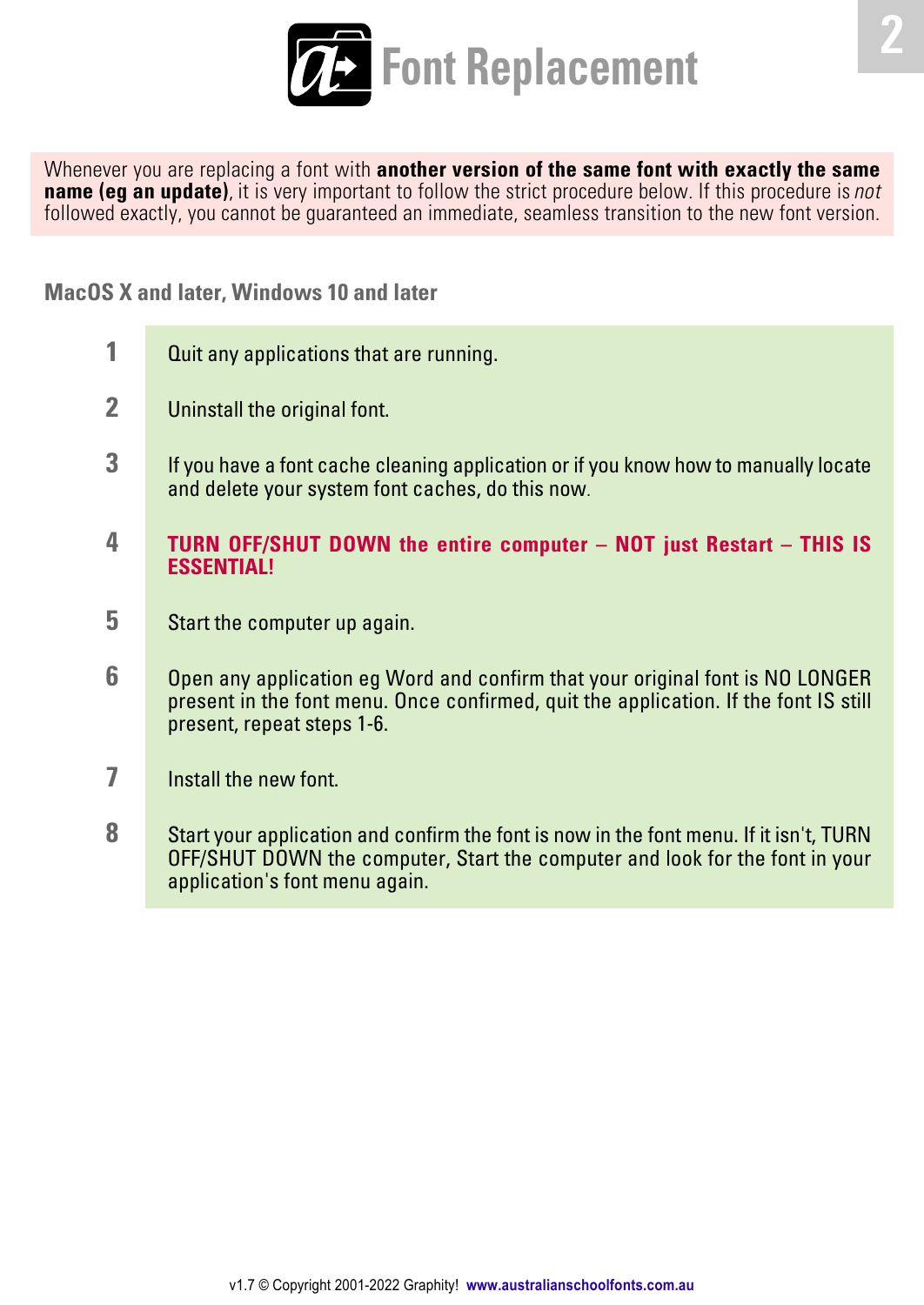# Font Replacement

Whenever you are replacing a font with **another version of the same font with exactly the same name (eg an update)**, it is very important to follow the strict procedure below. If this procedure is *not* followed exactly, you cannot be guaranteed an immediate, seamless transition to the new font version.

## MacOS X and later, Windows 10 and later

1. Quit any applications that are running.
2. Uninstall the original font.
3. If you have a font cache cleaning application or if you know how to manually locate and delete your system font caches, do this now.
4. **TURN OFF/SHUT DOWN the entire computer – NOT just Restart – THIS IS ESSENTIAL!**
5. Start the computer up again.
6. Open any application eg Word and confirm that your original font is NO LONGER present in the font menu. Once confirmed, quit the application. If the font IS still present, repeat steps 1-6.
7. Install the new font.
8. Start your application and confirm the font is now in the font menu. If it isn't, TURN OFF/SHUT DOWN the computer, Start the computer and look for the font in your application's font menu again.

v1.7 © Copyright 2001-2022 Graphity! **www.australianschoolfonts.com.au**